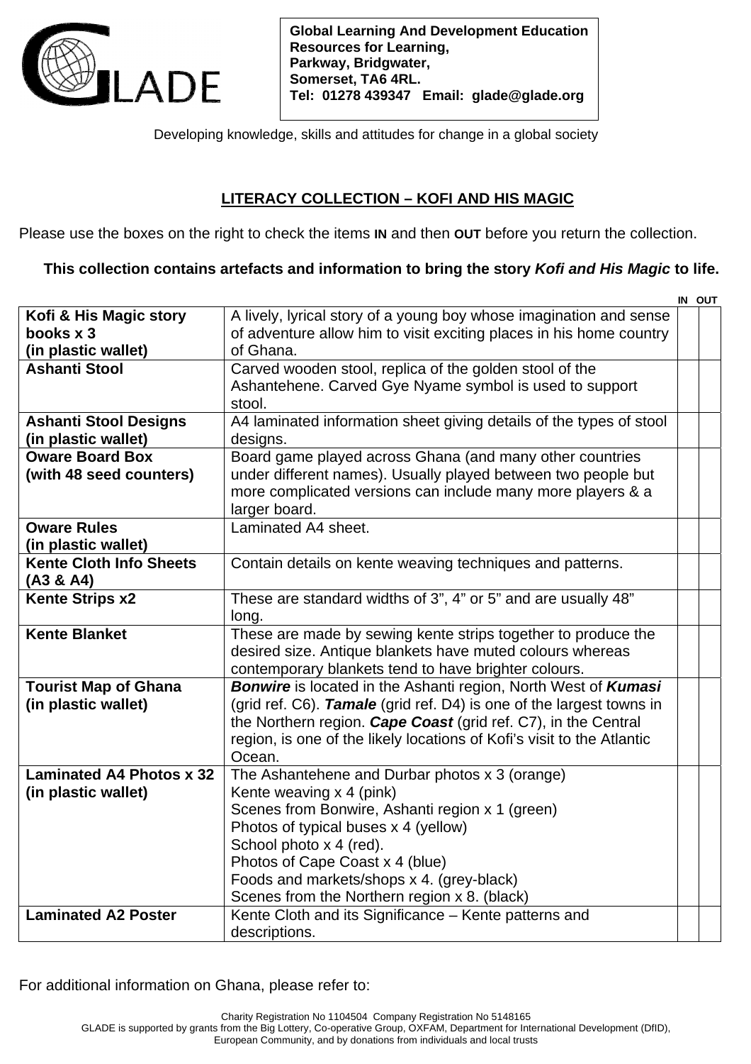GLADE

**Global Learning And Development Education Resources for Learning,**
**Parkway, Bridgwater,**
**Somerset, TA6 4RL.**
**Tel: 01278 439347 Email: glade@glade.org**

Developing knowledge, skills and attitudes for change in a global society

## LITERACY COLLECTION – KOFI AND HIS MAGIC

Please use the boxes on the right to check the items **IN** and then **OUT** before you return the collection.

**This collection contains artefacts and information to bring the story *Kofi and His Magic* to life.**

| | | IN | OUT |
|---|---|---|---|
| **Kofi & His Magic story books x 3 (in plastic wallet)** | A lively, lyrical story of a young boy whose imagination and sense of adventure allow him to visit exciting places in his home country of Ghana. | | |
| **Ashanti Stool** | Carved wooden stool, replica of the golden stool of the Ashantehene. Carved Gye Nyame symbol is used to support stool. | | |
| **Ashanti Stool Designs (in plastic wallet)** | A4 laminated information sheet giving details of the types of stool designs. | | |
| **Oware Board Box (with 48 seed counters)** | Board game played across Ghana (and many other countries under different names). Usually played between two people but more complicated versions can include many more players & a larger board. | | |
| **Oware Rules (in plastic wallet)** | Laminated A4 sheet. | | |
| **Kente Cloth Info Sheets (A3 & A4)** | Contain details on kente weaving techniques and patterns. | | |
| **Kente Strips x2** | These are standard widths of 3", 4" or 5" and are usually 48" long. | | |
| **Kente Blanket** | These are made by sewing kente strips together to produce the desired size. Antique blankets have muted colours whereas contemporary blankets tend to have brighter colours. | | |
| **Tourist Map of Ghana (in plastic wallet)** | ***Bonwire*** is located in the Ashanti region, North West of ***Kumasi*** (grid ref. C6). ***Tamale*** (grid ref. D4) is one of the largest towns in the Northern region. ***Cape Coast*** (grid ref. C7), in the Central region, is one of the likely locations of Kofi's visit to the Atlantic Ocean. | | |
| **Laminated A4 Photos x 32 (in plastic wallet)** | The Ashantehene and Durbar photos x 3 (orange)<br>Kente weaving x 4 (pink)<br>Scenes from Bonwire, Ashanti region x 1 (green)<br>Photos of typical buses x 4 (yellow)<br>School photo x 4 (red).<br>Photos of Cape Coast x 4 (blue)<br>Foods and markets/shops x 4. (grey-black)<br>Scenes from the Northern region x 8. (black) | | |
| **Laminated A2 Poster** | Kente Cloth and its Significance – Kente patterns and descriptions. | | |

For additional information on Ghana, please refer to:

Charity Registration No 1104504 Company Registration No 5148165
GLADE is supported by grants from the Big Lottery, Co-operative Group, OXFAM, Department for International Development (DfID), European Community, and by donations from individuals and local trusts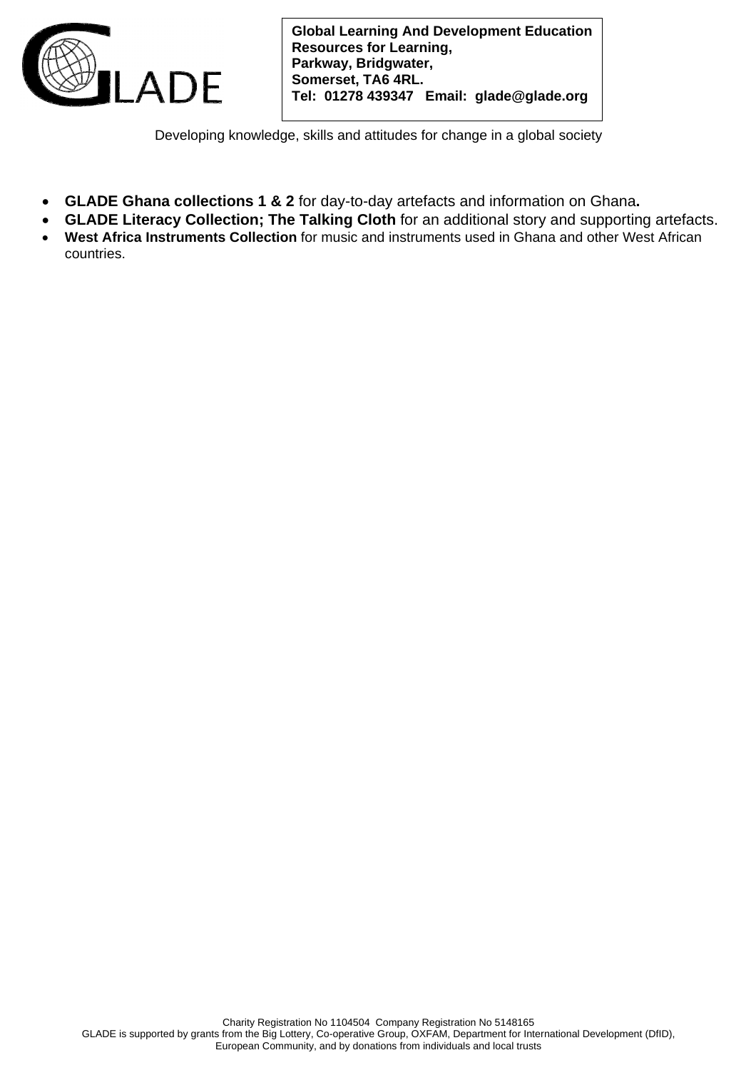- **GLADE Ghana collections 1 & 2** for day-to-day artefacts and information on Ghana**.**
- **GLADE Literacy Collection; The Talking Cloth** for an additional story and supporting artefacts.
- **West Africa Instruments Collection** for music and instruments used in Ghana and other West African countries.